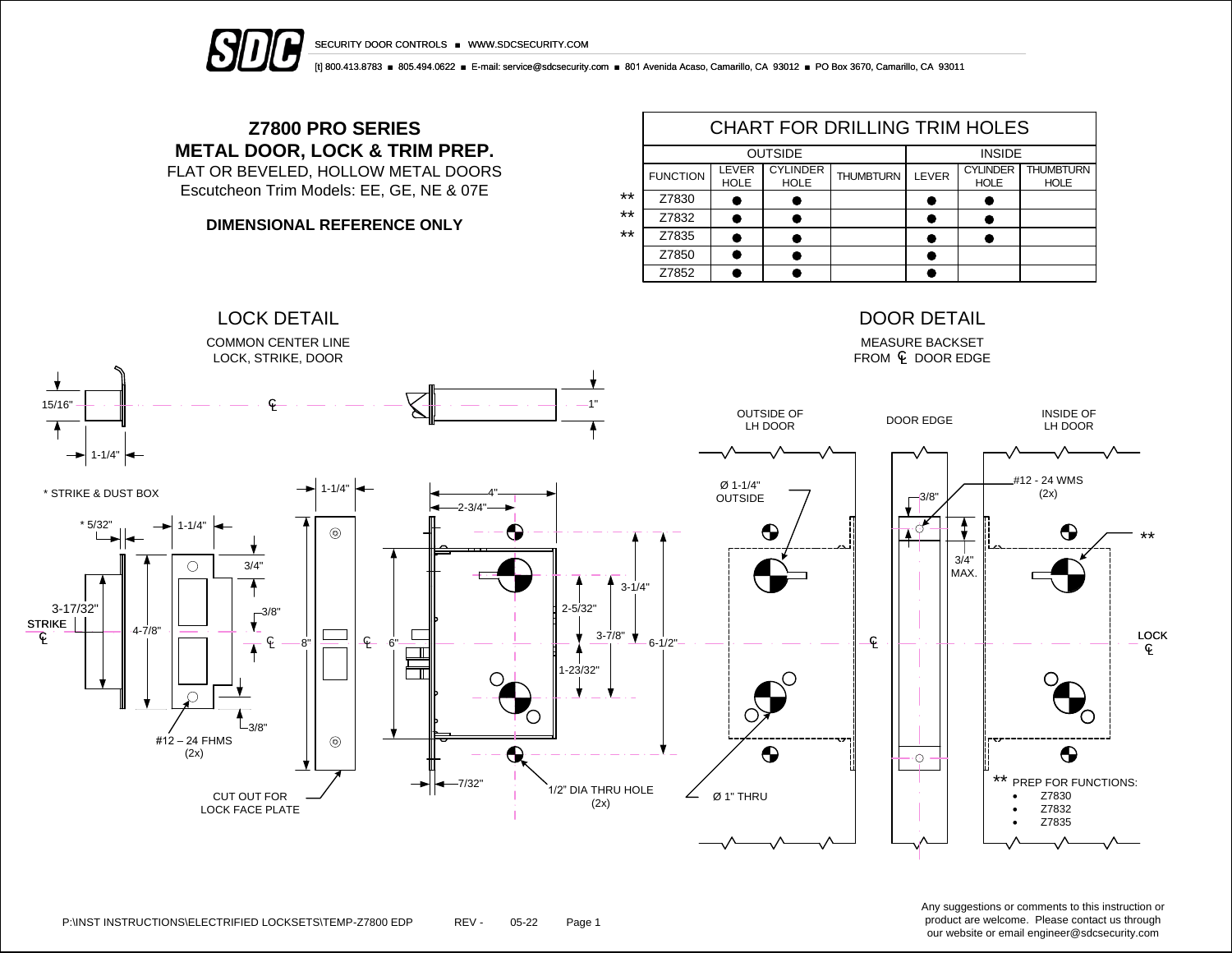SECURITY DOOR CONTROLS ■ WWW.SDCSECURITY.COM

[t] 800.413.8783 ■ 805.494.0622 ■ E-mail: service@sdcsecurity.com ■ 801 Avenida Acaso, Camarillo, CA 93012 ■ PO Box 3670, Camarillo, CA 93011

# Z7800 PRO SERIES
# METAL DOOR, LOCK & TRIM PREP.

FLAT OR BEVELED, HOLLOW METAL DOORS
Escutcheon Trim Models: EE, GE, NE & 07E

**DIMENSIONAL REFERENCE ONLY**

## CHART FOR DRILLING TRIM HOLES

| | OUTSIDE | | | INSIDE | | |
|---|---|---|---|---|---|---|
| FUNCTION | LEVER HOLE | CYLINDER HOLE | THUMBTURN | LEVER | CYLINDER HOLE | THUMBTURN HOLE |
| ** Z7830 | ● | ● | | ● | ● | |
| ** Z7832 | ● | ● | | ● | ● | |
| ** Z7835 | ● | ● | | ● | ● | |
| Z7850 | ● | ● | | ● | | |
| Z7852 | ● | ● | | ● | | |

## LOCK DETAIL

COMMON CENTER LINE
LOCK, STRIKE, DOOR

15/16" 1-1/4" ℄ 1"

\* STRIKE & DUST BOX

\* 5/32" 1-1/4" 3/4" 3/8" 3-17/32" STRIKE ℄ 4-7/8" ℄ 3/8" #12 – 24 FHMS (2x)

1-1/4" 8" ℄ 6" CUT OUT FOR LOCK FACE PLATE

4" 2-3/4" 2-5/32" 3-1/4" 3-7/8" 6-1/2" 1-23/32" 7/32" 1/2" DIA THRU HOLE (2x)

## DOOR DETAIL

MEASURE BACKSET FROM ℄ DOOR EDGE

OUTSIDE OF LH DOOR — DOOR EDGE — INSIDE OF LH DOOR

Ø 1-1/4" OUTSIDE 3/8" #12 - 24 WMS (2x) ** 3/4" MAX. ℄ LOCK ℄ Ø 1" THRU

** PREP FOR FUNCTIONS:
- Z7830
- Z7832
- Z7835

P:\INST INSTRUCTIONS\ELECTRIFIED LOCKSETS\TEMP-Z7800 EDP REV - 05-22

Any suggestions or comments to this instruction or product are welcome. Please contact us through our website or email engineer@sdcsecurity.com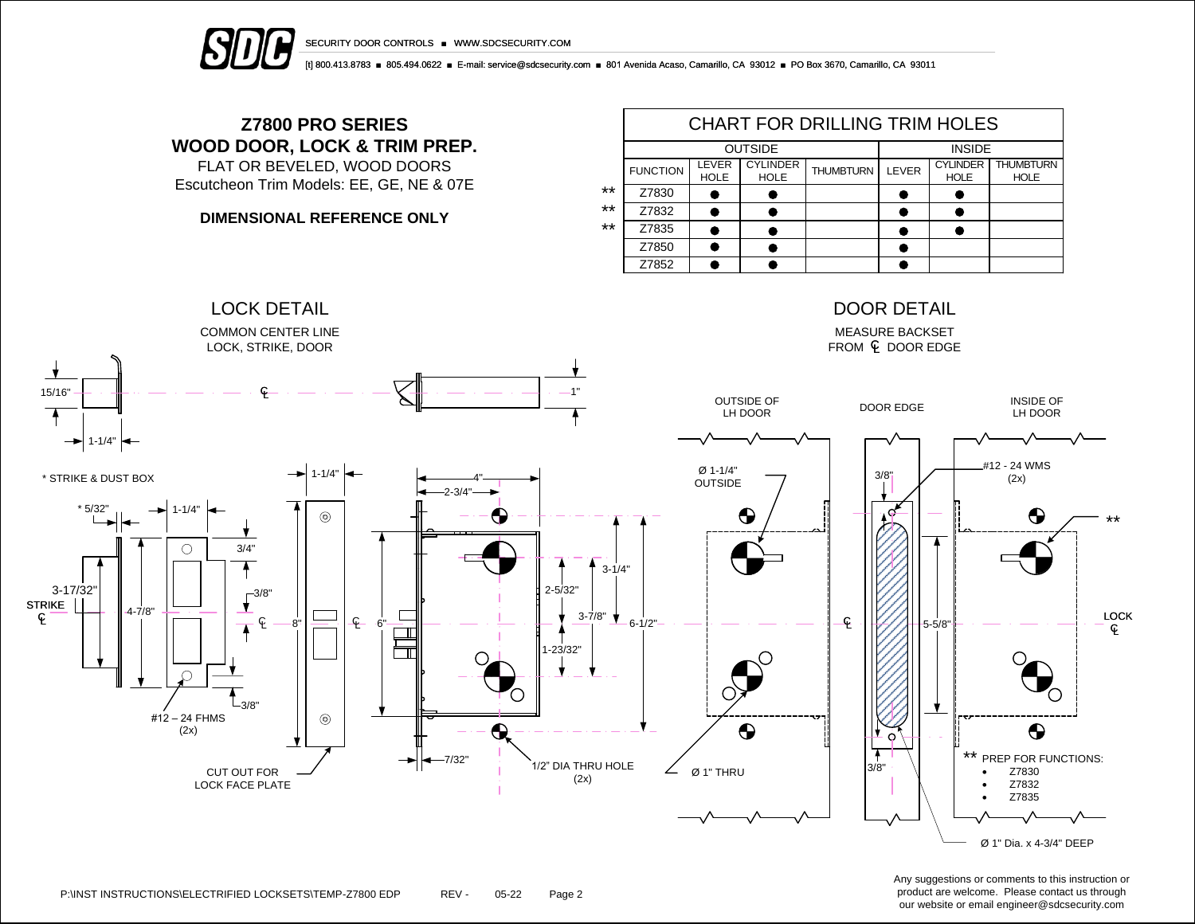SECURITY DOOR CONTROLS ■ WWW.SDCSECURITY.COM

[t] 800.413.8783 ■ 805.494.0622 ■ E-mail: service@sdcsecurity.com ■ 801 Avenida Acaso, Camarillo, CA 93012 ■ PO Box 3670, Camarillo, CA 93011

# Z7800 PRO SERIES
# WOOD DOOR, LOCK & TRIM PREP.

FLAT OR BEVELED, WOOD DOORS

Escutcheon Trim Models: EE, GE, NE & 07E

**DIMENSIONAL REFERENCE ONLY**

## CHART FOR DRILLING TRIM HOLES

| | | OUTSIDE | | | INSIDE | | |
|---|---|---|---|---|---|---|---|
| | FUNCTION | LEVER HOLE | CYLINDER HOLE | THUMBTURN | LEVER | CYLINDER HOLE | THUMBTURN HOLE |
| ** | Z7830 | ● | ● | | ● | ● | |
| ** | Z7832 | ● | ● | | ● | ● | |
| ** | Z7835 | ● | ● | | ● | ● | |
| | Z7850 | ● | ● | | ● | | |
| | Z7852 | ● | ● | | ● | | |

## LOCK DETAIL

COMMON CENTER LINE
LOCK, STRIKE, DOOR

15/16"
1-1/4"
℄
1"

* STRIKE & DUST BOX
* 5/32"
1-1/4"
3/4"
3-17/32"
STRIKE ℄
4-7/8"
3/8"
℄
3/8"
#12 – 24 FHMS (2x)
1-1/4"
8"
℄
6"
CUT OUT FOR LOCK FACE PLATE
4"
2-3/4"
3-1/4"
2-5/32"
3-7/8"
6-1/2"
1-23/32"
7/32"
1/2" DIA THRU HOLE (2x)

## DOOR DETAIL

MEASURE BACKSET
FROM ℄ DOOR EDGE

OUTSIDE OF LH DOOR
DOOR EDGE
INSIDE OF LH DOOR
Ø 1-1/4" OUTSIDE
3/8"
#12 - 24 WMS (2x)
**
℄
5-5/8"
LOCK ℄
Ø 1" THRU
3/8"
Ø 1" Dia. x 4-3/4" DEEP

** PREP FOR FUNCTIONS:
- Z7830
- Z7832
- Z7835

P:\INST INSTRUCTIONS\ELECTRIFIED LOCKSETS\TEMP-Z7800 EDP REV - 05-22

Any suggestions or comments to this instruction or product are welcome. Please contact us through our website or email engineer@sdcsecurity.com